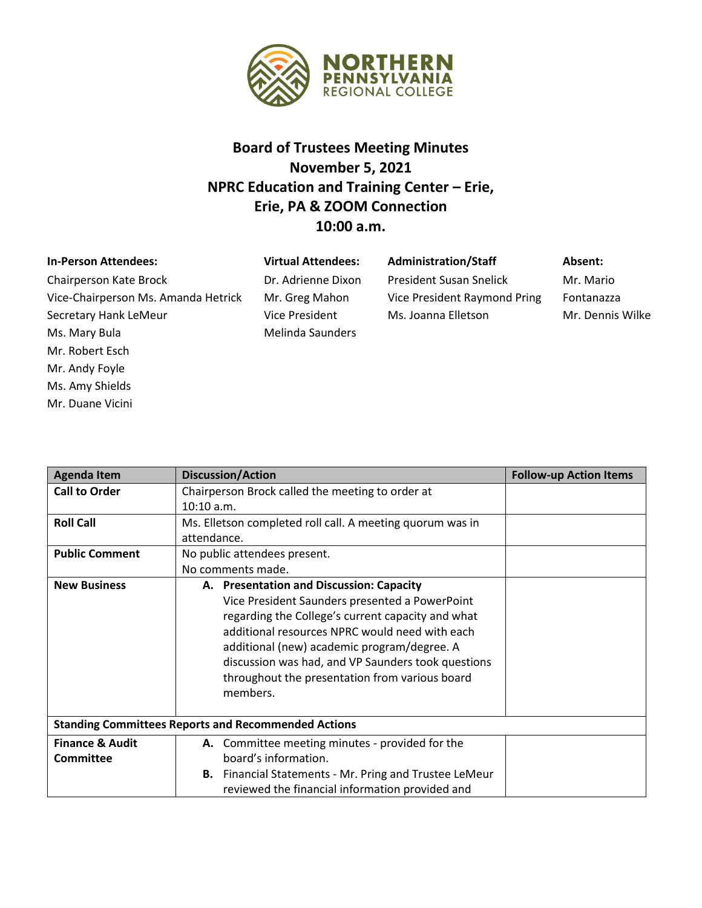# Board of Trustees Meeting Minutes
## November 5, 2021
## NPRC Education and Training Center – Erie, Erie, PA & ZOOM Connection
## 10:00 a.m.

| In-Person Attendees: | Virtual Attendees: | Administration/Staff | Absent: |
|---|---|---|---|
| Chairperson Kate Brock | Dr. Adrienne Dixon | President Susan Snelick | Mr. Mario Fontanazza |
| Vice-Chairperson Ms. Amanda Hetrick | Mr. Greg Mahon | Vice President Raymond Pring | Mr. Dennis Wilke |
| Secretary Hank LeMeur | Vice President Melinda Saunders | Ms. Joanna Elletson | |
| Ms. Mary Bula | | | |
| Mr. Robert Esch | | | |
| Mr. Andy Foyle | | | |
| Ms. Amy Shields | | | |
| Mr. Duane Vicini | | | |

| Agenda Item | Discussion/Action | Follow-up Action Items |
|---|---|---|
| **Call to Order** | Chairperson Brock called the meeting to order at 10:10 a.m. | |
| **Roll Call** | Ms. Elletson completed roll call. A meeting quorum was in attendance. | |
| **Public Comment** | No public attendees present.<br>No comments made. | |
| **New Business** | **A. Presentation and Discussion: Capacity**<br>Vice President Saunders presented a PowerPoint regarding the College's current capacity and what additional resources NPRC would need with each additional (new) academic program/degree. A discussion was had, and VP Saunders took questions throughout the presentation from various board members. | |
| **Standing Committees Reports and Recommended Actions** | | |
| **Finance & Audit Committee** | **A.** Committee meeting minutes - provided for the board's information.<br>**B.** Financial Statements - Mr. Pring and Trustee LeMeur reviewed the financial information provided and | |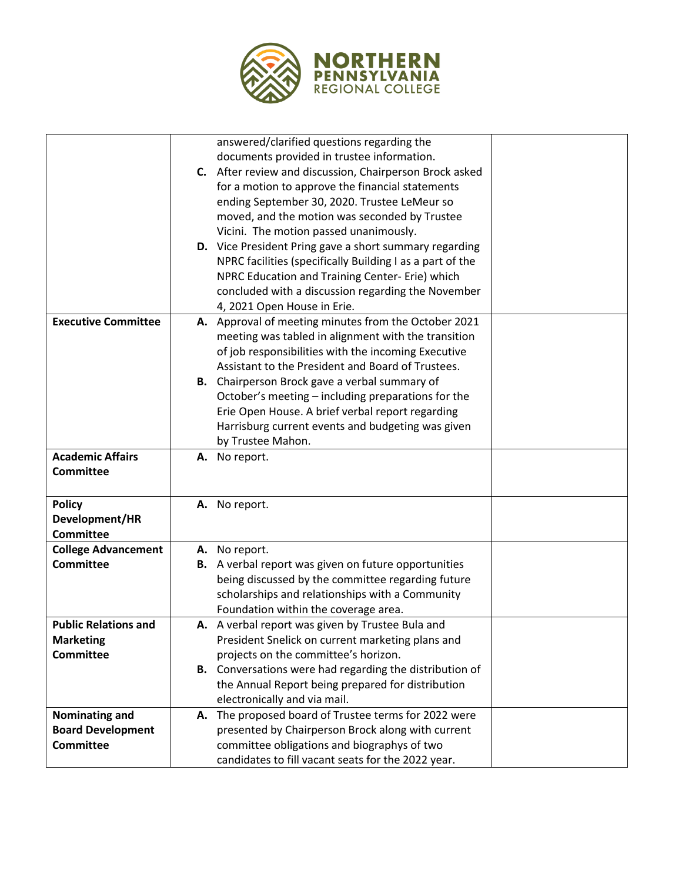| | | |
|---|---|---|
| | answered/clarified questions regarding the documents provided in trustee information.<br>**C.** After review and discussion, Chairperson Brock asked for a motion to approve the financial statements ending September 30, 2020. Trustee LeMeur so moved, and the motion was seconded by Trustee Vicini. The motion passed unanimously.<br>**D.** Vice President Pring gave a short summary regarding NPRC facilities (specifically Building I as a part of the NPRC Education and Training Center- Erie) which concluded with a discussion regarding the November 4, 2021 Open House in Erie. | |
| **Executive Committee** | **A.** Approval of meeting minutes from the October 2021 meeting was tabled in alignment with the transition of job responsibilities with the incoming Executive Assistant to the President and Board of Trustees.<br>**B.** Chairperson Brock gave a verbal summary of October's meeting – including preparations for the Erie Open House. A brief verbal report regarding Harrisburg current events and budgeting was given by Trustee Mahon. | |
| **Academic Affairs Committee** | **A.** No report. | |
| **Policy Development/HR Committee** | **A.** No report. | |
| **College Advancement Committee** | **A.** No report.<br>**B.** A verbal report was given on future opportunities being discussed by the committee regarding future scholarships and relationships with a Community Foundation within the coverage area. | |
| **Public Relations and Marketing Committee** | **A.** A verbal report was given by Trustee Bula and President Snelick on current marketing plans and projects on the committee's horizon.<br>**B.** Conversations were had regarding the distribution of the Annual Report being prepared for distribution electronically and via mail. | |
| **Nominating and Board Development Committee** | **A.** The proposed board of Trustee terms for 2022 were presented by Chairperson Brock along with current committee obligations and biographys of two candidates to fill vacant seats for the 2022 year. | |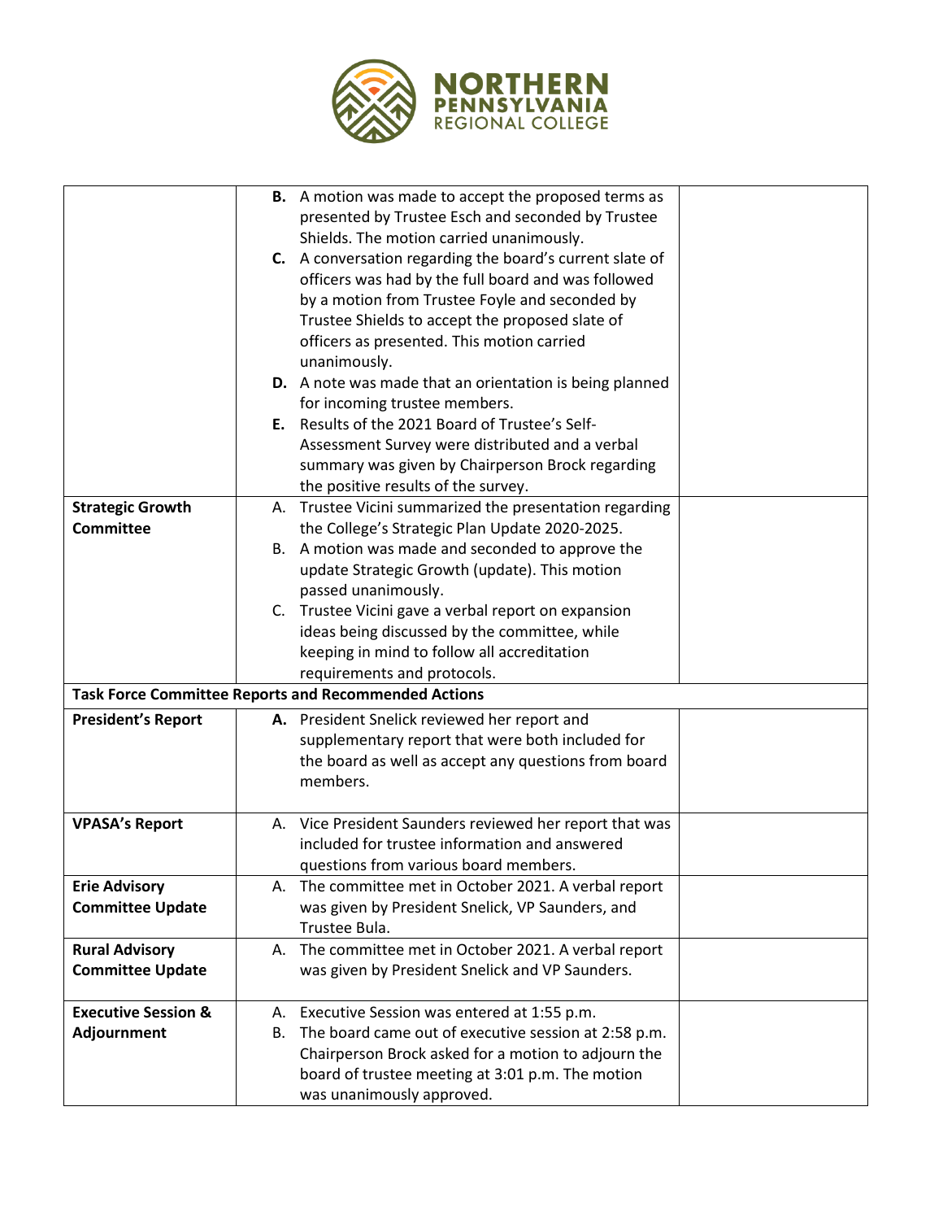| | | |
|---|---|---|
| | **B.** A motion was made to accept the proposed terms as presented by Trustee Esch and seconded by Trustee Shields. The motion carried unanimously.<br>**C.** A conversation regarding the board's current slate of officers was had by the full board and was followed by a motion from Trustee Foyle and seconded by Trustee Shields to accept the proposed slate of officers as presented. This motion carried unanimously.<br>**D.** A note was made that an orientation is being planned for incoming trustee members.<br>**E.** Results of the 2021 Board of Trustee's Self-Assessment Survey were distributed and a verbal summary was given by Chairperson Brock regarding the positive results of the survey. | |
| **Strategic Growth Committee** | A. Trustee Vicini summarized the presentation regarding the College's Strategic Plan Update 2020-2025.<br>B. A motion was made and seconded to approve the update Strategic Growth (update). This motion passed unanimously.<br>C. Trustee Vicini gave a verbal report on expansion ideas being discussed by the committee, while keeping in mind to follow all accreditation requirements and protocols. | |
| **Task Force Committee Reports and Recommended Actions** | | |
| **President's Report** | **A.** President Snelick reviewed her report and supplementary report that were both included for the board as well as accept any questions from board members. | |
| **VPASA's Report** | A. Vice President Saunders reviewed her report that was included for trustee information and answered questions from various board members. | |
| **Erie Advisory Committee Update** | A. The committee met in October 2021. A verbal report was given by President Snelick, VP Saunders, and Trustee Bula. | |
| **Rural Advisory Committee Update** | A. The committee met in October 2021. A verbal report was given by President Snelick and VP Saunders. | |
| **Executive Session & Adjournment** | A. Executive Session was entered at 1:55 p.m.<br>B. The board came out of executive session at 2:58 p.m. Chairperson Brock asked for a motion to adjourn the board of trustee meeting at 3:01 p.m. The motion was unanimously approved. | |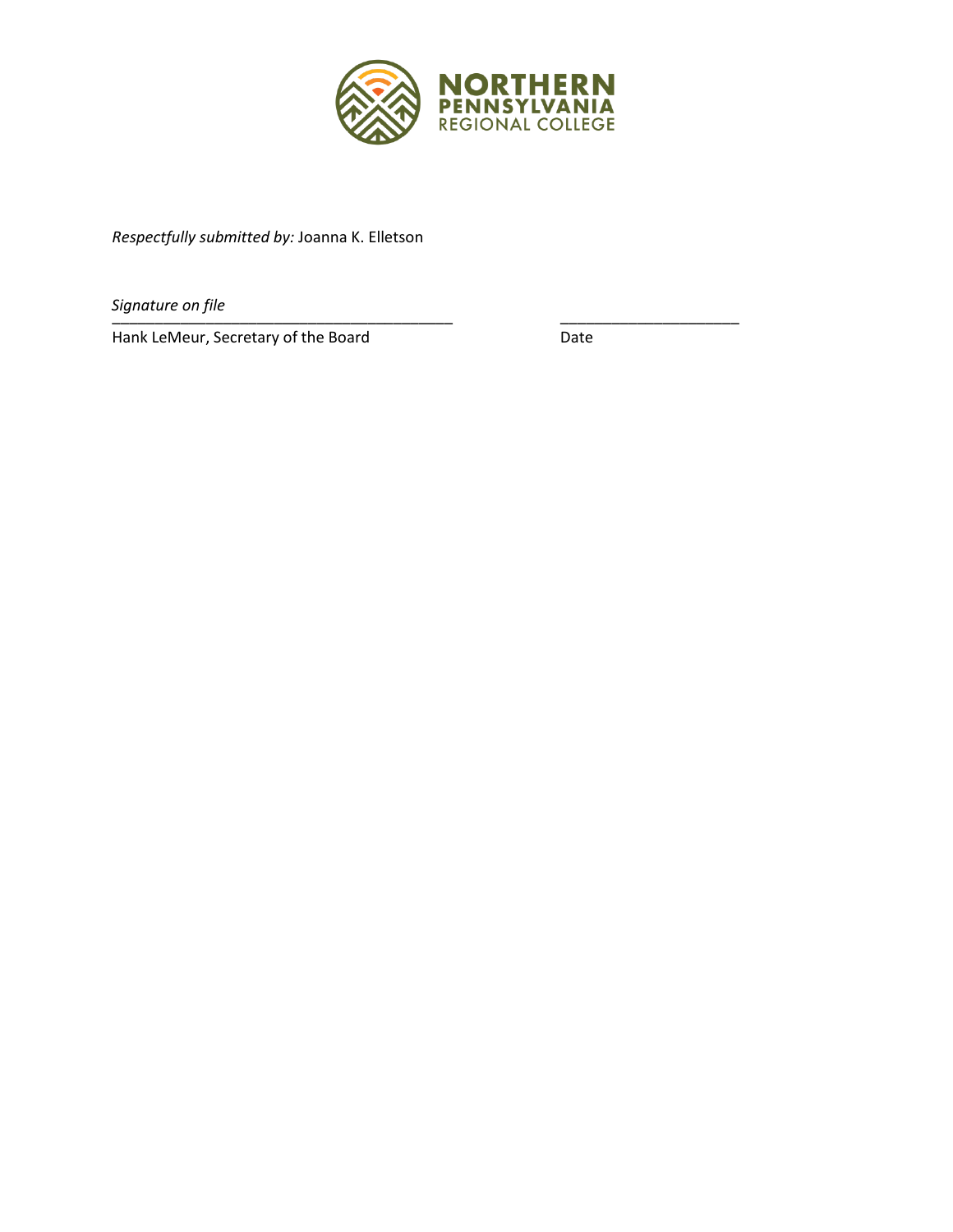*Respectfully submitted by:* Joanna K. Elletson

*Signature on file*
\_\_\_\_\_\_\_\_\_\_\_\_\_\_\_\_\_\_\_\_\_\_\_\_\_\_\_\_\_\_\_\_\_\_\_\_\_\_\_\_ \_\_\_\_\_\_\_\_\_\_\_\_\_\_\_\_\_\_\_\_\_\_

Hank LeMeur, Secretary of the Board Date